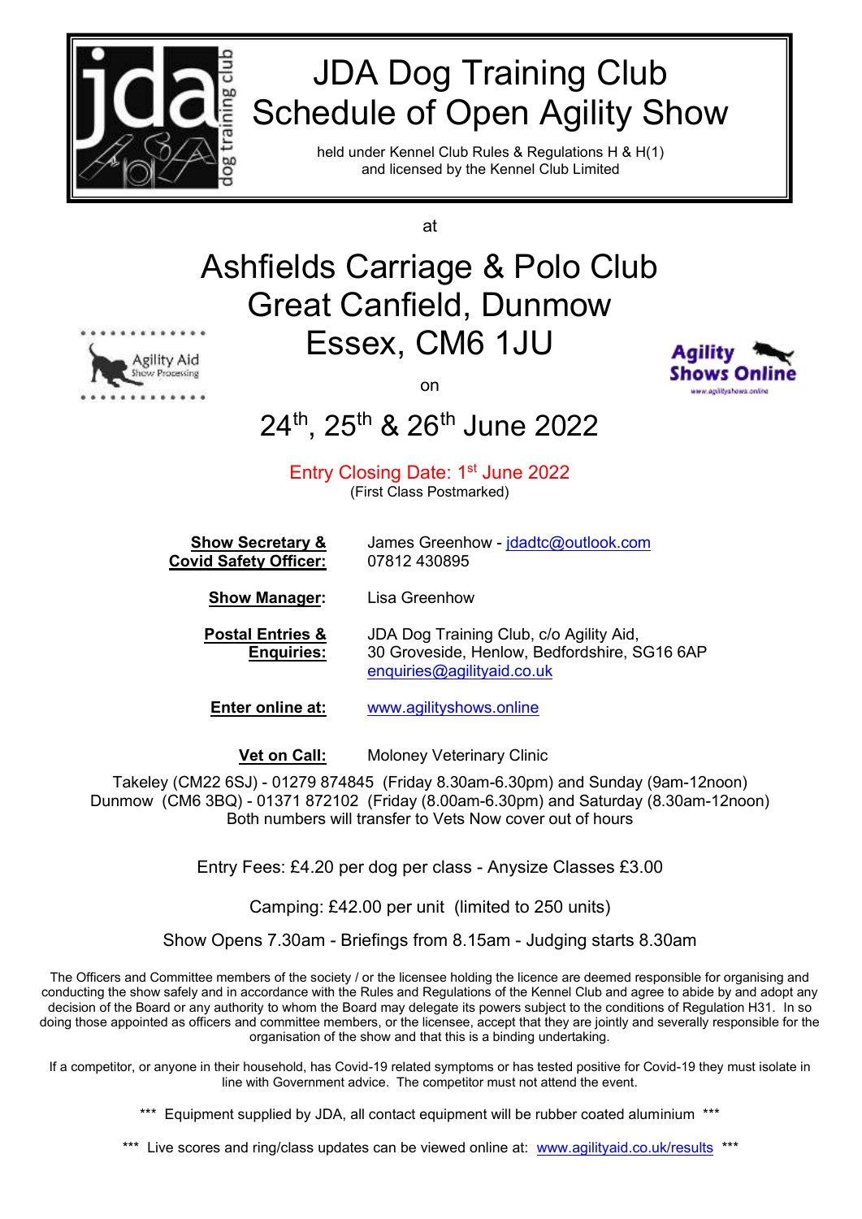# JDA Dog Training Club
# Schedule of Open Agility Show

held under Kennel Club Rules & Regulations H & H(1)
and licensed by the Kennel Club Limited

at

## Ashfields Carriage & Polo Club
## Great Canfield, Dunmow
## Essex, CM6 1JU

on

## 24th, 25th & 26th June 2022

Entry Closing Date: 1st June 2022
(First Class Postmarked)

**Show Secretary & Covid Safety Officer:** James Greenhow - jdadtc@outlook.com
07812 430895

**Show Manager:** Lisa Greenhow

**Postal Entries & Enquiries:** JDA Dog Training Club, c/o Agility Aid,
30 Groveside, Henlow, Bedfordshire, SG16 6AP
enquiries@agilityaid.co.uk

**Enter online at:** www.agilityshows.online

**Vet on Call:** Moloney Veterinary Clinic

Takeley (CM22 6SJ) - 01279 874845 (Friday 8.30am-6.30pm) and Sunday (9am-12noon)
Dunmow (CM6 3BQ) - 01371 872102 (Friday (8.00am-6.30pm) and Saturday (8.30am-12noon)
Both numbers will transfer to Vets Now cover out of hours

Entry Fees: £4.20 per dog per class - Anysize Classes £3.00

Camping: £42.00 per unit (limited to 250 units)

Show Opens 7.30am - Briefings from 8.15am - Judging starts 8.30am

The Officers and Committee members of the society / or the licensee holding the licence are deemed responsible for organising and conducting the show safely and in accordance with the Rules and Regulations of the Kennel Club and agree to abide by and adopt any decision of the Board or any authority to whom the Board may delegate its powers subject to the conditions of Regulation H31. In so doing those appointed as officers and committee members, or the licensee, accept that they are jointly and severally responsible for the organisation of the show and that this is a binding undertaking.

If a competitor, or anyone in their household, has Covid-19 related symptoms or has tested positive for Covid-19 they must isolate in line with Government advice. The competitor must not attend the event.

*** Equipment supplied by JDA, all contact equipment will be rubber coated aluminium ***

*** Live scores and ring/class updates can be viewed online at: www.agilityaid.co.uk/results ***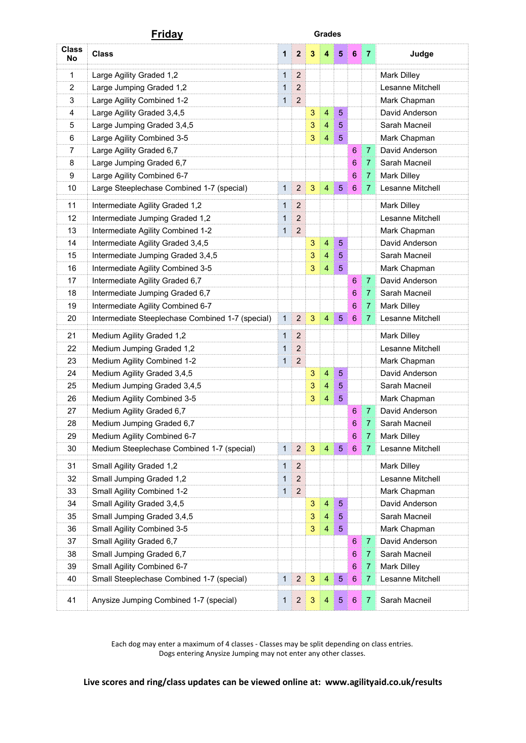# Friday

| Class No | Class | 1 | 2 | 3 | 4 | 5 | 6 | 7 | Judge |
|---|---|---|---|---|---|---|---|---|---|
| | | Grades | | | | | | | |
| 1 | Large Agility Graded 1,2 | 1 | 2 | | | | | | Mark Dilley |
| 2 | Large Jumping Graded 1,2 | 1 | 2 | | | | | | Lesanne Mitchell |
| 3 | Large Agility Combined 1-2 | 1 | 2 | | | | | | Mark Chapman |
| 4 | Large Agility Graded 3,4,5 | | | 3 | 4 | 5 | | | David Anderson |
| 5 | Large Jumping Graded 3,4,5 | | | 3 | 4 | 5 | | | Sarah Macneil |
| 6 | Large Agility Combined 3-5 | | | 3 | 4 | 5 | | | Mark Chapman |
| 7 | Large Agility Graded 6,7 | | | | | | 6 | 7 | David Anderson |
| 8 | Large Jumping Graded 6,7 | | | | | | 6 | 7 | Sarah Macneil |
| 9 | Large Agility Combined 6-7 | | | | | | 6 | 7 | Mark Dilley |
| 10 | Large Steeplechase Combined 1-7 (special) | 1 | 2 | 3 | 4 | 5 | 6 | 7 | Lesanne Mitchell |
| 11 | Intermediate Agility Graded 1,2 | 1 | 2 | | | | | | Mark Dilley |
| 12 | Intermediate Jumping Graded 1,2 | 1 | 2 | | | | | | Lesanne Mitchell |
| 13 | Intermediate Agility Combined 1-2 | 1 | 2 | | | | | | Mark Chapman |
| 14 | Intermediate Agility Graded 3,4,5 | | | 3 | 4 | 5 | | | David Anderson |
| 15 | Intermediate Jumping Graded 3,4,5 | | | 3 | 4 | 5 | | | Sarah Macneil |
| 16 | Intermediate Agility Combined 3-5 | | | 3 | 4 | 5 | | | Mark Chapman |
| 17 | Intermediate Agility Graded 6,7 | | | | | | 6 | 7 | David Anderson |
| 18 | Intermediate Jumping Graded 6,7 | | | | | | 6 | 7 | Sarah Macneil |
| 19 | Intermediate Agility Combined 6-7 | | | | | | 6 | 7 | Mark Dilley |
| 20 | Intermediate Steeplechase Combined 1-7 (special) | 1 | 2 | 3 | 4 | 5 | 6 | 7 | Lesanne Mitchell |
| 21 | Medium Agility Graded 1,2 | 1 | 2 | | | | | | Mark Dilley |
| 22 | Medium Jumping Graded 1,2 | 1 | 2 | | | | | | Lesanne Mitchell |
| 23 | Medium Agility Combined 1-2 | 1 | 2 | | | | | | Mark Chapman |
| 24 | Medium Agility Graded 3,4,5 | | | 3 | 4 | 5 | | | David Anderson |
| 25 | Medium Jumping Graded 3,4,5 | | | 3 | 4 | 5 | | | Sarah Macneil |
| 26 | Medium Agility Combined 3-5 | | | 3 | 4 | 5 | | | Mark Chapman |
| 27 | Medium Agility Graded 6,7 | | | | | | 6 | 7 | David Anderson |
| 28 | Medium Jumping Graded 6,7 | | | | | | 6 | 7 | Sarah Macneil |
| 29 | Medium Agility Combined 6-7 | | | | | | 6 | 7 | Mark Dilley |
| 30 | Medium Steeplechase Combined 1-7 (special) | 1 | 2 | 3 | 4 | 5 | 6 | 7 | Lesanne Mitchell |
| 31 | Small Agility Graded 1,2 | 1 | 2 | | | | | | Mark Dilley |
| 32 | Small Jumping Graded 1,2 | 1 | 2 | | | | | | Lesanne Mitchell |
| 33 | Small Agility Combined 1-2 | 1 | 2 | | | | | | Mark Chapman |
| 34 | Small Agility Graded 3,4,5 | | | 3 | 4 | 5 | | | David Anderson |
| 35 | Small Jumping Graded 3,4,5 | | | 3 | 4 | 5 | | | Sarah Macneil |
| 36 | Small Agility Combined 3-5 | | | 3 | 4 | 5 | | | Mark Chapman |
| 37 | Small Agility Graded 6,7 | | | | | | 6 | 7 | David Anderson |
| 38 | Small Jumping Graded 6,7 | | | | | | 6 | 7 | Sarah Macneil |
| 39 | Small Agility Combined 6-7 | | | | | | 6 | 7 | Mark Dilley |
| 40 | Small Steeplechase Combined 1-7 (special) | 1 | 2 | 3 | 4 | 5 | 6 | 7 | Lesanne Mitchell |
| 41 | Anysize Jumping Combined 1-7 (special) | 1 | 2 | 3 | 4 | 5 | 6 | 7 | Sarah Macneil |

Each dog may enter a maximum of 4 classes - Classes may be split depending on class entries.
Dogs entering Anysize Jumping may not enter any other classes.

**Live scores and ring/class updates can be viewed online at: www.agilityaid.co.uk/results**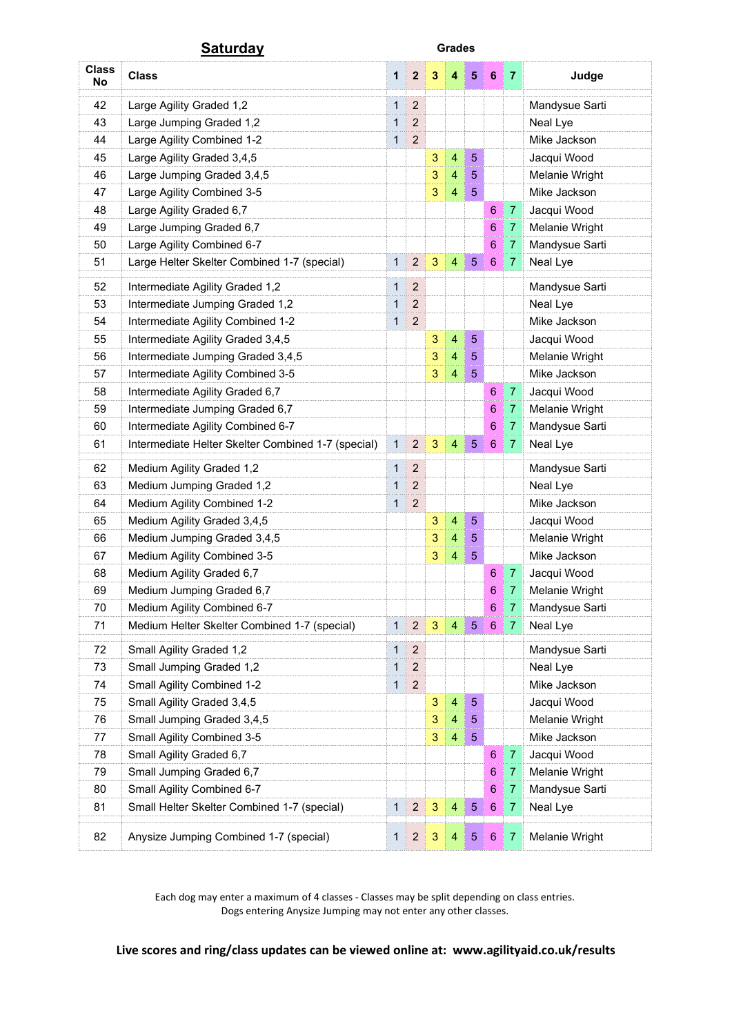## Saturday

| Class No | Class | 1 | 2 | 3 | 4 | 5 | 6 | 7 | Judge |
|---|---|---|---|---|---|---|---|---|---|
| | | Grades | | | | | | | |
| 42 | Large Agility Graded 1,2 | 1 | 2 | | | | | | Mandysue Sarti |
| 43 | Large Jumping Graded 1,2 | 1 | 2 | | | | | | Neal Lye |
| 44 | Large Agility Combined 1-2 | 1 | 2 | | | | | | Mike Jackson |
| 45 | Large Agility Graded 3,4,5 | | | 3 | 4 | 5 | | | Jacqui Wood |
| 46 | Large Jumping Graded 3,4,5 | | | 3 | 4 | 5 | | | Melanie Wright |
| 47 | Large Agility Combined 3-5 | | | 3 | 4 | 5 | | | Mike Jackson |
| 48 | Large Agility Graded 6,7 | | | | | | 6 | 7 | Jacqui Wood |
| 49 | Large Jumping Graded 6,7 | | | | | | 6 | 7 | Melanie Wright |
| 50 | Large Agility Combined 6-7 | | | | | | 6 | 7 | Mandysue Sarti |
| 51 | Large Helter Skelter Combined 1-7 (special) | 1 | 2 | 3 | 4 | 5 | 6 | 7 | Neal Lye |
| 52 | Intermediate Agility Graded 1,2 | 1 | 2 | | | | | | Mandysue Sarti |
| 53 | Intermediate Jumping Graded 1,2 | 1 | 2 | | | | | | Neal Lye |
| 54 | Intermediate Agility Combined 1-2 | 1 | 2 | | | | | | Mike Jackson |
| 55 | Intermediate Agility Graded 3,4,5 | | | 3 | 4 | 5 | | | Jacqui Wood |
| 56 | Intermediate Jumping Graded 3,4,5 | | | 3 | 4 | 5 | | | Melanie Wright |
| 57 | Intermediate Agility Combined 3-5 | | | 3 | 4 | 5 | | | Mike Jackson |
| 58 | Intermediate Agility Graded 6,7 | | | | | | 6 | 7 | Jacqui Wood |
| 59 | Intermediate Jumping Graded 6,7 | | | | | | 6 | 7 | Melanie Wright |
| 60 | Intermediate Agility Combined 6-7 | | | | | | 6 | 7 | Mandysue Sarti |
| 61 | Intermediate Helter Skelter Combined 1-7 (special) | 1 | 2 | 3 | 4 | 5 | 6 | 7 | Neal Lye |
| 62 | Medium Agility Graded 1,2 | 1 | 2 | | | | | | Mandysue Sarti |
| 63 | Medium Jumping Graded 1,2 | 1 | 2 | | | | | | Neal Lye |
| 64 | Medium Agility Combined 1-2 | 1 | 2 | | | | | | Mike Jackson |
| 65 | Medium Agility Graded 3,4,5 | | | 3 | 4 | 5 | | | Jacqui Wood |
| 66 | Medium Jumping Graded 3,4,5 | | | 3 | 4 | 5 | | | Melanie Wright |
| 67 | Medium Agility Combined 3-5 | | | 3 | 4 | 5 | | | Mike Jackson |
| 68 | Medium Agility Graded 6,7 | | | | | | 6 | 7 | Jacqui Wood |
| 69 | Medium Jumping Graded 6,7 | | | | | | 6 | 7 | Melanie Wright |
| 70 | Medium Agility Combined 6-7 | | | | | | 6 | 7 | Mandysue Sarti |
| 71 | Medium Helter Skelter Combined 1-7 (special) | 1 | 2 | 3 | 4 | 5 | 6 | 7 | Neal Lye |
| 72 | Small Agility Graded 1,2 | 1 | 2 | | | | | | Mandysue Sarti |
| 73 | Small Jumping Graded 1,2 | 1 | 2 | | | | | | Neal Lye |
| 74 | Small Agility Combined 1-2 | 1 | 2 | | | | | | Mike Jackson |
| 75 | Small Agility Graded 3,4,5 | | | 3 | 4 | 5 | | | Jacqui Wood |
| 76 | Small Jumping Graded 3,4,5 | | | 3 | 4 | 5 | | | Melanie Wright |
| 77 | Small Agility Combined 3-5 | | | 3 | 4 | 5 | | | Mike Jackson |
| 78 | Small Agility Graded 6,7 | | | | | | 6 | 7 | Jacqui Wood |
| 79 | Small Jumping Graded 6,7 | | | | | | 6 | 7 | Melanie Wright |
| 80 | Small Agility Combined 6-7 | | | | | | 6 | 7 | Mandysue Sarti |
| 81 | Small Helter Skelter Combined 1-7 (special) | 1 | 2 | 3 | 4 | 5 | 6 | 7 | Neal Lye |
| 82 | Anysize Jumping Combined 1-7 (special) | 1 | 2 | 3 | 4 | 5 | 6 | 7 | Melanie Wright |

Each dog may enter a maximum of 4 classes - Classes may be split depending on class entries.
Dogs entering Anysize Jumping may not enter any other classes.

**Live scores and ring/class updates can be viewed online at: www.agilityaid.co.uk/results**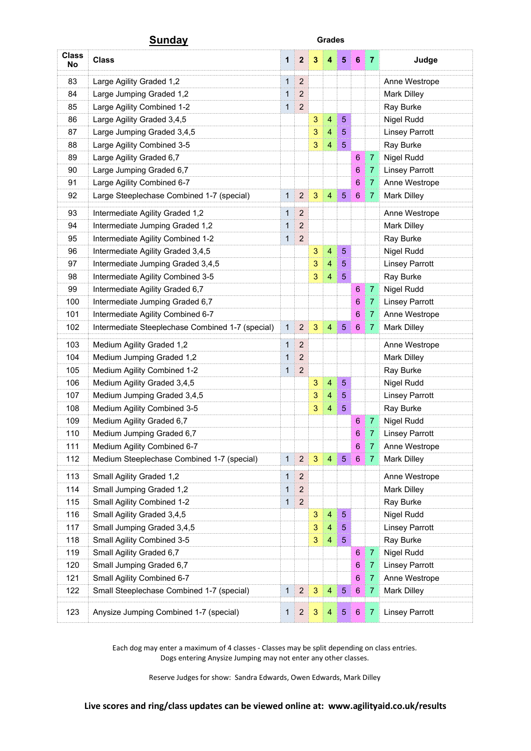## Sunday

| Class No | Class | 1 | 2 | 3 | 4 | 5 | 6 | 7 | Judge |
|---|---|---|---|---|---|---|---|---|---|
| | | Grades | | | | | | | |
| 83 | Large Agility Graded 1,2 | 1 | 2 | | | | | | Anne Westrope |
| 84 | Large Jumping Graded 1,2 | 1 | 2 | | | | | | Mark Dilley |
| 85 | Large Agility Combined 1-2 | 1 | 2 | | | | | | Ray Burke |
| 86 | Large Agility Graded 3,4,5 | | | 3 | 4 | 5 | | | Nigel Rudd |
| 87 | Large Jumping Graded 3,4,5 | | | 3 | 4 | 5 | | | Linsey Parrott |
| 88 | Large Agility Combined 3-5 | | | 3 | 4 | 5 | | | Ray Burke |
| 89 | Large Agility Graded 6,7 | | | | | | 6 | 7 | Nigel Rudd |
| 90 | Large Jumping Graded 6,7 | | | | | | 6 | 7 | Linsey Parrott |
| 91 | Large Agility Combined 6-7 | | | | | | 6 | 7 | Anne Westrope |
| 92 | Large Steeplechase Combined 1-7 (special) | 1 | 2 | 3 | 4 | 5 | 6 | 7 | Mark Dilley |
| 93 | Intermediate Agility Graded 1,2 | 1 | 2 | | | | | | Anne Westrope |
| 94 | Intermediate Jumping Graded 1,2 | 1 | 2 | | | | | | Mark Dilley |
| 95 | Intermediate Agility Combined 1-2 | 1 | 2 | | | | | | Ray Burke |
| 96 | Intermediate Agility Graded 3,4,5 | | | 3 | 4 | 5 | | | Nigel Rudd |
| 97 | Intermediate Jumping Graded 3,4,5 | | | 3 | 4 | 5 | | | Linsey Parrott |
| 98 | Intermediate Agility Combined 3-5 | | | 3 | 4 | 5 | | | Ray Burke |
| 99 | Intermediate Agility Graded 6,7 | | | | | | 6 | 7 | Nigel Rudd |
| 100 | Intermediate Jumping Graded 6,7 | | | | | | 6 | 7 | Linsey Parrott |
| 101 | Intermediate Agility Combined 6-7 | | | | | | 6 | 7 | Anne Westrope |
| 102 | Intermediate Steeplechase Combined 1-7 (special) | 1 | 2 | 3 | 4 | 5 | 6 | 7 | Mark Dilley |
| 103 | Medium Agility Graded 1,2 | 1 | 2 | | | | | | Anne Westrope |
| 104 | Medium Jumping Graded 1,2 | 1 | 2 | | | | | | Mark Dilley |
| 105 | Medium Agility Combined 1-2 | 1 | 2 | | | | | | Ray Burke |
| 106 | Medium Agility Graded 3,4,5 | | | 3 | 4 | 5 | | | Nigel Rudd |
| 107 | Medium Jumping Graded 3,4,5 | | | 3 | 4 | 5 | | | Linsey Parrott |
| 108 | Medium Agility Combined 3-5 | | | 3 | 4 | 5 | | | Ray Burke |
| 109 | Medium Agility Graded 6,7 | | | | | | 6 | 7 | Nigel Rudd |
| 110 | Medium Jumping Graded 6,7 | | | | | | 6 | 7 | Linsey Parrott |
| 111 | Medium Agility Combined 6-7 | | | | | | 6 | 7 | Anne Westrope |
| 112 | Medium Steeplechase Combined 1-7 (special) | 1 | 2 | 3 | 4 | 5 | 6 | 7 | Mark Dilley |
| 113 | Small Agility Graded 1,2 | 1 | 2 | | | | | | Anne Westrope |
| 114 | Small Jumping Graded 1,2 | 1 | 2 | | | | | | Mark Dilley |
| 115 | Small Agility Combined 1-2 | 1 | 2 | | | | | | Ray Burke |
| 116 | Small Agility Graded 3,4,5 | | | 3 | 4 | 5 | | | Nigel Rudd |
| 117 | Small Jumping Graded 3,4,5 | | | 3 | 4 | 5 | | | Linsey Parrott |
| 118 | Small Agility Combined 3-5 | | | 3 | 4 | 5 | | | Ray Burke |
| 119 | Small Agility Graded 6,7 | | | | | | 6 | 7 | Nigel Rudd |
| 120 | Small Jumping Graded 6,7 | | | | | | 6 | 7 | Linsey Parrott |
| 121 | Small Agility Combined 6-7 | | | | | | 6 | 7 | Anne Westrope |
| 122 | Small Steeplechase Combined 1-7 (special) | 1 | 2 | 3 | 4 | 5 | 6 | 7 | Mark Dilley |
| 123 | Anysize Jumping Combined 1-7 (special) | 1 | 2 | 3 | 4 | 5 | 6 | 7 | Linsey Parrott |

Each dog may enter a maximum of 4 classes - Classes may be split depending on class entries.
Dogs entering Anysize Jumping may not enter any other classes.

Reserve Judges for show: Sandra Edwards, Owen Edwards, Mark Dilley

**Live scores and ring/class updates can be viewed online at: www.agilityaid.co.uk/results**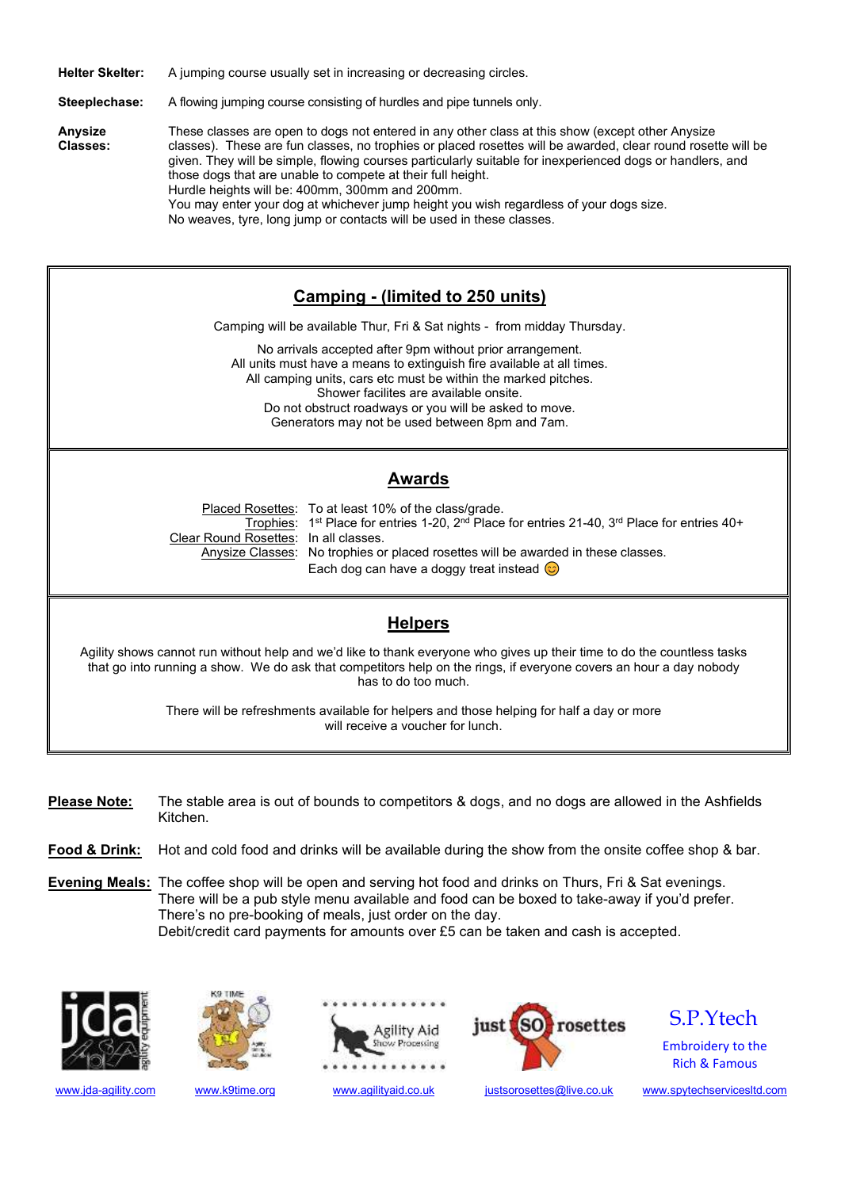**Helter Skelter:** A jumping course usually set in increasing or decreasing circles.

**Steeplechase:** A flowing jumping course consisting of hurdles and pipe tunnels only.

**Anysize Classes:** These classes are open to dogs not entered in any other class at this show (except other Anysize classes). These are fun classes, no trophies or placed rosettes will be awarded, clear round rosette will be given. They will be simple, flowing courses particularly suitable for inexperienced dogs or handlers, and those dogs that are unable to compete at their full height.
Hurdle heights will be: 400mm, 300mm and 200mm.
You may enter your dog at whichever jump height you wish regardless of your dogs size.
No weaves, tyre, long jump or contacts will be used in these classes.

## Camping - (limited to 250 units)

Camping will be available Thur, Fri & Sat nights - from midday Thursday.

No arrivals accepted after 9pm without prior arrangement.
All units must have a means to extinguish fire available at all times.
All camping units, cars etc must be within the marked pitches.
Shower facilites are available onsite.
Do not obstruct roadways or you will be asked to move.
Generators may not be used between 8pm and 7am.

## Awards

Placed Rosettes: To at least 10% of the class/grade.
Trophies: 1st Place for entries 1-20, 2nd Place for entries 21-40, 3rd Place for entries 40+
Clear Round Rosettes: In all classes.
Anysize Classes: No trophies or placed rosettes will be awarded in these classes.
Each dog can have a doggy treat instead 😊

## Helpers

Agility shows cannot run without help and we'd like to thank everyone who gives up their time to do the countless tasks that go into running a show. We do ask that competitors help on the rings, if everyone covers an hour a day nobody has to do too much.

There will be refreshments available for helpers and those helping for half a day or more will receive a voucher for lunch.

**Please Note:** The stable area is out of bounds to competitors & dogs, and no dogs are allowed in the Ashfields Kitchen.

**Food & Drink:** Hot and cold food and drinks will be available during the show from the onsite coffee shop & bar.

**Evening Meals:** The coffee shop will be open and serving hot food and drinks on Thurs, Fri & Sat evenings.
There will be a pub style menu available and food can be boxed to take-away if you'd prefer.
There's no pre-booking of meals, just order on the day.
Debit/credit card payments for amounts over £5 can be taken and cash is accepted.

jda agility equipment — www.jda-agility.com
K9 TIME — www.k9time.org
Agility Aid Show Processing — www.agilityaid.co.uk
just SO rosettes — justsorosettes@live.co.uk
S.P.Ytech Embroidery to the Rich & Famous — www.spytechservicesltd.com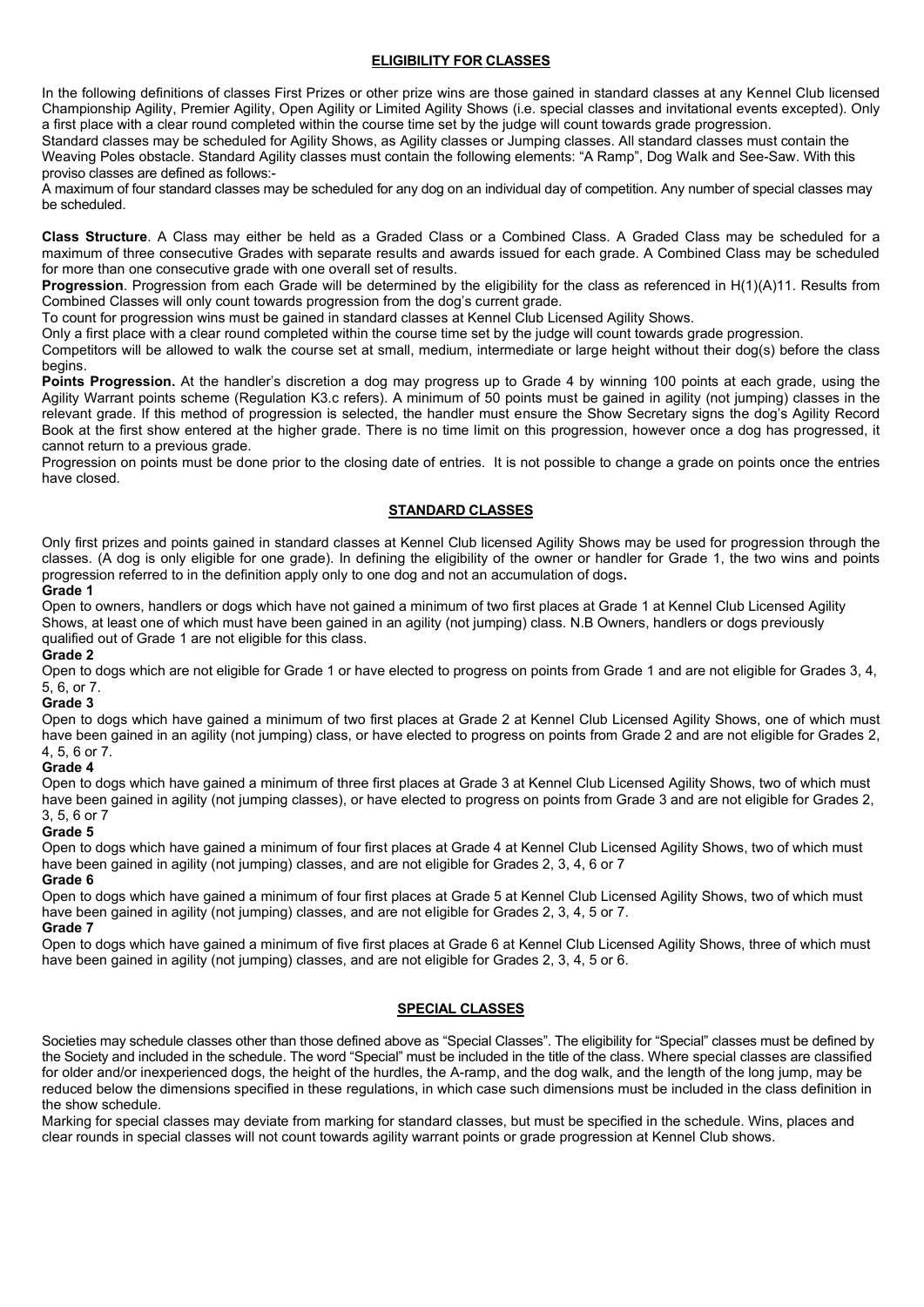## ELIGIBILITY FOR CLASSES

In the following definitions of classes First Prizes or other prize wins are those gained in standard classes at any Kennel Club licensed Championship Agility, Premier Agility, Open Agility or Limited Agility Shows (i.e. special classes and invitational events excepted). Only a first place with a clear round completed within the course time set by the judge will count towards grade progression.
Standard classes may be scheduled for Agility Shows, as Agility classes or Jumping classes. All standard classes must contain the Weaving Poles obstacle. Standard Agility classes must contain the following elements: "A Ramp", Dog Walk and See-Saw. With this proviso classes are defined as follows:-
A maximum of four standard classes may be scheduled for any dog on an individual day of competition. Any number of special classes may be scheduled.

**Class Structure**. A Class may either be held as a Graded Class or a Combined Class. A Graded Class may be scheduled for a maximum of three consecutive Grades with separate results and awards issued for each grade. A Combined Class may be scheduled for more than one consecutive grade with one overall set of results.
**Progression**. Progression from each Grade will be determined by the eligibility for the class as referenced in H(1)(A)11. Results from Combined Classes will only count towards progression from the dog's current grade.
To count for progression wins must be gained in standard classes at Kennel Club Licensed Agility Shows.
Only a first place with a clear round completed within the course time set by the judge will count towards grade progression.
Competitors will be allowed to walk the course set at small, medium, intermediate or large height without their dog(s) before the class begins.
**Points Progression.** At the handler's discretion a dog may progress up to Grade 4 by winning 100 points at each grade, using the Agility Warrant points scheme (Regulation K3.c refers). A minimum of 50 points must be gained in agility (not jumping) classes in the relevant grade. If this method of progression is selected, the handler must ensure the Show Secretary signs the dog's Agility Record Book at the first show entered at the higher grade. There is no time limit on this progression, however once a dog has progressed, it cannot return to a previous grade.
Progression on points must be done prior to the closing date of entries. It is not possible to change a grade on points once the entries have closed.

## STANDARD CLASSES

Only first prizes and points gained in standard classes at Kennel Club licensed Agility Shows may be used for progression through the classes. (A dog is only eligible for one grade). In defining the eligibility of the owner or handler for Grade 1, the two wins and points progression referred to in the definition apply only to one dog and not an accumulation of dogs**.**

**Grade 1**
Open to owners, handlers or dogs which have not gained a minimum of two first places at Grade 1 at Kennel Club Licensed Agility Shows, at least one of which must have been gained in an agility (not jumping) class. N.B Owners, handlers or dogs previously qualified out of Grade 1 are not eligible for this class.

**Grade 2**
Open to dogs which are not eligible for Grade 1 or have elected to progress on points from Grade 1 and are not eligible for Grades 3, 4, 5, 6, or 7.

**Grade 3**
Open to dogs which have gained a minimum of two first places at Grade 2 at Kennel Club Licensed Agility Shows, one of which must have been gained in an agility (not jumping) class, or have elected to progress on points from Grade 2 and are not eligible for Grades 2, 4, 5, 6 or 7.

**Grade 4**
Open to dogs which have gained a minimum of three first places at Grade 3 at Kennel Club Licensed Agility Shows, two of which must have been gained in agility (not jumping classes), or have elected to progress on points from Grade 3 and are not eligible for Grades 2, 3, 5, 6 or 7

**Grade 5**
Open to dogs which have gained a minimum of four first places at Grade 4 at Kennel Club Licensed Agility Shows, two of which must have been gained in agility (not jumping) classes, and are not eligible for Grades 2, 3, 4, 6 or 7

**Grade 6**
Open to dogs which have gained a minimum of four first places at Grade 5 at Kennel Club Licensed Agility Shows, two of which must have been gained in agility (not jumping) classes, and are not eligible for Grades 2, 3, 4, 5 or 7.

**Grade 7**
Open to dogs which have gained a minimum of five first places at Grade 6 at Kennel Club Licensed Agility Shows, three of which must have been gained in agility (not jumping) classes, and are not eligible for Grades 2, 3, 4, 5 or 6.

## SPECIAL CLASSES

Societies may schedule classes other than those defined above as "Special Classes". The eligibility for "Special" classes must be defined by the Society and included in the schedule. The word "Special" must be included in the title of the class. Where special classes are classified for older and/or inexperienced dogs, the height of the hurdles, the A-ramp, and the dog walk, and the length of the long jump, may be reduced below the dimensions specified in these regulations, in which case such dimensions must be included in the class definition in the show schedule.
Marking for special classes may deviate from marking for standard classes, but must be specified in the schedule. Wins, places and clear rounds in special classes will not count towards agility warrant points or grade progression at Kennel Club shows.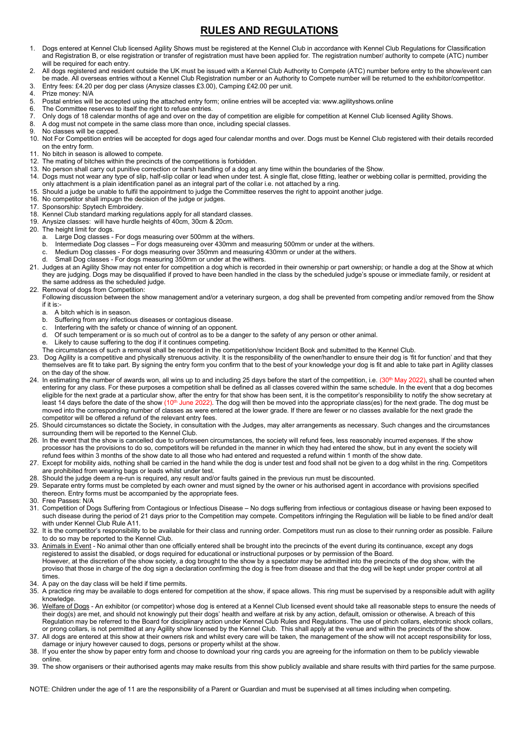# RULES AND REGULATIONS

1. Dogs entered at Kennel Club licensed Agility Shows must be registered at the Kennel Club in accordance with Kennel Club Regulations for Classification and Registration B, or else registration or transfer of registration must have been applied for. The registration number/ authority to compete (ATC) number will be required for each entry.
2. All dogs registered and resident outside the UK must be issued with a Kennel Club Authority to Compete (ATC) number before entry to the show/event can be made. All overseas entries without a Kennel Club Registration number or an Authority to Compete number will be returned to the exhibitor/competitor.
3. Entry fees: £4.20 per dog per class (Anysize classes £3.00), Camping £42.00 per unit.
4. Prize money: N/A
5. Postal entries will be accepted using the attached entry form; online entries will be accepted via: www.agilityshows.online
6. The Committee reserves to itself the right to refuse entries.
7. Only dogs of 18 calendar months of age and over on the day of competition are eligible for competition at Kennel Club licensed Agility Shows.
8. A dog must not compete in the same class more than once, including special classes.
9. No classes will be capped.
10. Not For Competition entries will be accepted for dogs aged four calendar months and over. Dogs must be Kennel Club registered with their details recorded on the entry form.
11. No bitch in season is allowed to compete.
12. The mating of bitches within the precincts of the competitions is forbidden.
13. No person shall carry out punitive correction or harsh handling of a dog at any time within the boundaries of the Show.
14. Dogs must not wear any type of slip, half-slip collar or lead when under test. A single flat, close fitting, leather or webbing collar is permitted, providing the only attachment is a plain identification panel as an integral part of the collar i.e. not attached by a ring.
15. Should a judge be unable to fulfil the appointment to judge the Committee reserves the right to appoint another judge.
16. No competitor shall impugn the decision of the judge or judges.
17. Sponsorship: Spytech Embroidery.
18. Kennel Club standard marking regulations apply for all standard classes.
19. Anysize classes: will have hurdle heights of 40cm, 30cm & 20cm.
20. The height limit for dogs.
    a. Large Dog classes - For dogs measuring over 500mm at the withers.
    b. Intermediate Dog classes – For dogs measureing over 430mm and measuring 500mm or under at the withers.
    c. Medium Dog classes - For dogs measuring over 350mm and measuring 430mm or under at the withers.
    d. Small Dog classes - For dogs measuring 350mm or under at the withers.
21. Judges at an Agility Show may not enter for competition a dog which is recorded in their ownership or part ownership; or handle a dog at the Show at which they are judging. Dogs may be disqualified if proved to have been handled in the class by the scheduled judge's spouse or immediate family, or resident at the same address as the scheduled judge.
22. Removal of dogs from Competition:
    Following discussion between the show management and/or a veterinary surgeon, a dog shall be prevented from competing and/or removed from the Show if it is:-
    a. A bitch which is in season.
    b. Suffering from any infectious diseases or contagious disease.
    c. Interfering with the safety or chance of winning of an opponent.
    d. Of such temperament or is so much out of control as to be a danger to the safety of any person or other animal.
    e. Likely to cause suffering to the dog if it continues competing.

    The circumstances of such a removal shall be recorded in the competition/show Incident Book and submitted to the Kennel Club.
23. Dog Agility is a competitive and physically strenuous activity. It is the responsibility of the owner/handler to ensure their dog is 'fit for function' and that they themselves are fit to take part. By signing the entry form you confirm that to the best of your knowledge your dog is fit and able to take part in Agility classes on the day of the show.
24. In estimating the number of awards won, all wins up to and including 25 days before the start of the competition, i.e. (30th May 2022), shall be counted when entering for any class. For these purposes a competition shall be defined as all classes covered within the same schedule. In the event that a dog becomes eligible for the next grade at a particular show, after the entry for that show has been sent, it is the competitor's responsibility to notify the show secretary at least 14 days before the date of the show (10th June 2022). The dog will then be moved into the appropriate class(es) for the next grade. The dog must be moved into the corresponding number of classes as were entered at the lower grade. If there are fewer or no classes available for the next grade the competitor will be offered a refund of the relevant entry fees.
25. Should circumstances so dictate the Society, in consultation with the Judges, may alter arrangements as necessary. Such changes and the circumstances surrounding them will be reported to the Kennel Club.
26. In the event that the show is cancelled due to unforeseen circumstances, the society will refund fees, less reasonably incurred expenses. If the show processor has the provisions to do so, competitors will be refunded in the manner in which they had entered the show, but in any event the society will refund fees within 3 months of the show date to all those who had entered and requested a refund within 1 month of the show date.
27. Except for mobility aids, nothing shall be carried in the hand while the dog is under test and food shall not be given to a dog whilst in the ring. Competitors are prohibited from wearing bags or leads whilst under test.
28. Should the judge deem a re-run is required, any result and/or faults gained in the previous run must be discounted.
29. Separate entry forms must be completed by each owner and must signed by the owner or his authorised agent in accordance with provisions specified thereon. Entry forms must be accompanied by the appropriate fees.
30. Free Passes: N/A
31. Competition of Dogs Suffering from Contagious or Infectious Disease – No dogs suffering from infectious or contagious disease or having been exposed to such disease during the period of 21 days prior to the Competition may compete. Competitors infringing the Regulation will be liable to be fined and/or dealt with under Kennel Club Rule A11.
32. It is the competitor's responsibility to be available for their class and running order. Competitors must run as close to their running order as possible. Failure to do so may be reported to the Kennel Club.
33. Animals in Event - No animal other than one officially entered shall be brought into the precincts of the event during its continuance, except any dogs registered to assist the disabled, or dogs required for educational or instructional purposes or by permission of the Board.
    However, at the discretion of the show society, a dog brought to the show by a spectator may be admitted into the precincts of the dog show, with the proviso that those in charge of the dog sign a declaration confirming the dog is free from disease and that the dog will be kept under proper control at all times.
34. A pay on the day class will be held if time permits.
35. A practice ring may be available to dogs entered for competition at the show, if space allows. This ring must be supervised by a responsible adult with agility knowledge.
36. Welfare of Dogs - An exhibitor (or competitor) whose dog is entered at a Kennel Club licensed event should take all reasonable steps to ensure the needs of their dog(s) are met, and should not knowingly put their dogs' health and welfare at risk by any action, default, omission or otherwise. A breach of this Regulation may be referred to the Board for disciplinary action under Kennel Club Rules and Regulations. The use of pinch collars, electronic shock collars, or prong collars, is not permitted at any Agility show licensed by the Kennel Club. This shall apply at the venue and within the precincts of the show.
37. All dogs are entered at this show at their owners risk and whilst every care will be taken, the management of the show will not accept responsibility for loss, damage or injury however caused to dogs, persons or property whilst at the show.
38. If you enter the show by paper entry form and choose to download your ring cards you are agreeing for the information on them to be publicly viewable online.
39. The show organisers or their authorised agents may make results from this show publicly available and share results with third parties for the same purpose.

NOTE: Children under the age of 11 are the responsibility of a Parent or Guardian and must be supervised at all times including when competing.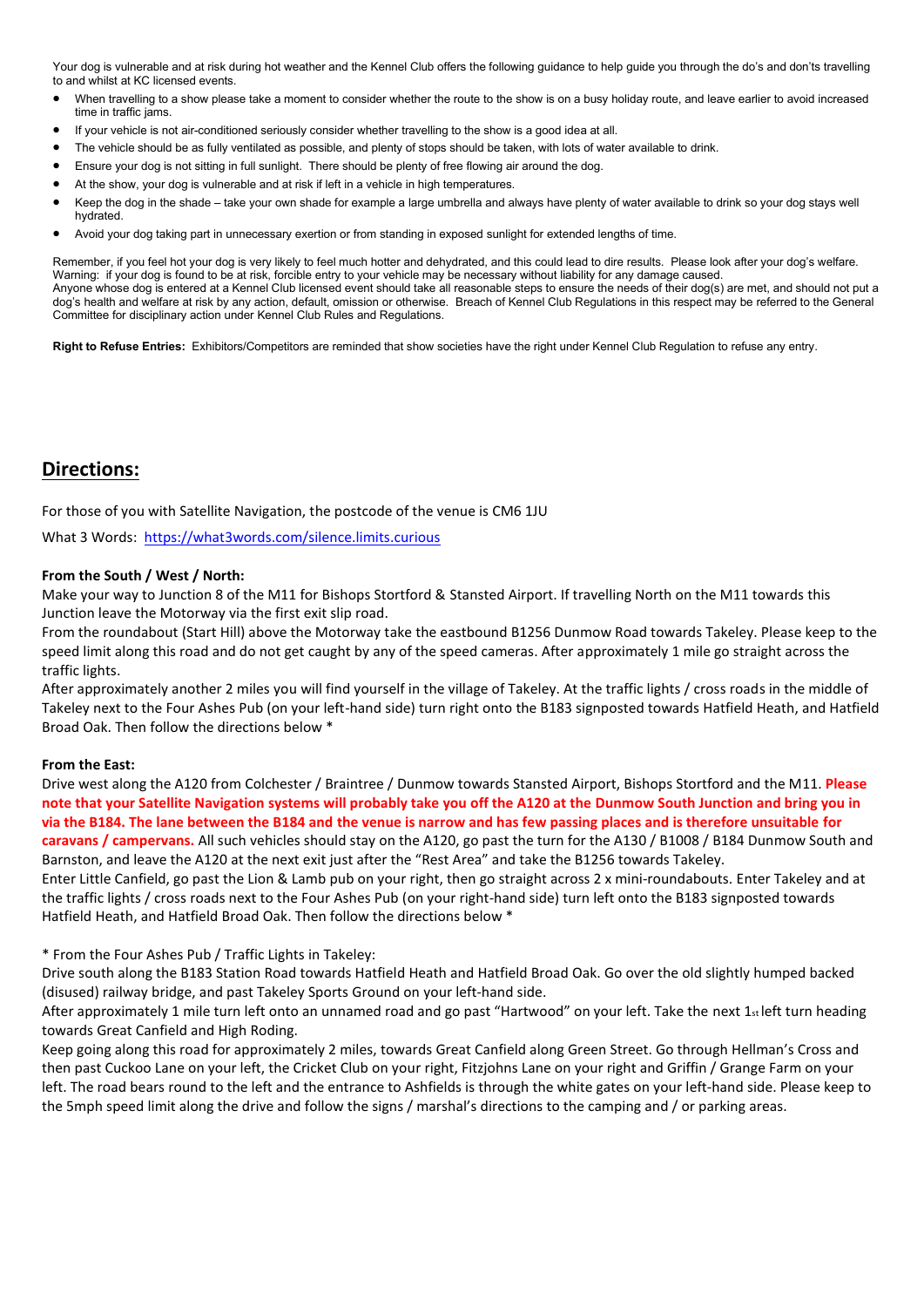Your dog is vulnerable and at risk during hot weather and the Kennel Club offers the following guidance to help guide you through the do's and don'ts travelling to and whilst at KC licensed events.

- When travelling to a show please take a moment to consider whether the route to the show is on a busy holiday route, and leave earlier to avoid increased time in traffic jams.
- If your vehicle is not air-conditioned seriously consider whether travelling to the show is a good idea at all.
- The vehicle should be as fully ventilated as possible, and plenty of stops should be taken, with lots of water available to drink.
- Ensure your dog is not sitting in full sunlight. There should be plenty of free flowing air around the dog.
- At the show, your dog is vulnerable and at risk if left in a vehicle in high temperatures.
- Keep the dog in the shade – take your own shade for example a large umbrella and always have plenty of water available to drink so your dog stays well hydrated.
- Avoid your dog taking part in unnecessary exertion or from standing in exposed sunlight for extended lengths of time.

Remember, if you feel hot your dog is very likely to feel much hotter and dehydrated, and this could lead to dire results. Please look after your dog's welfare. Warning: if your dog is found to be at risk, forcible entry to your vehicle may be necessary without liability for any damage caused.
Anyone whose dog is entered at a Kennel Club licensed event should take all reasonable steps to ensure the needs of their dog(s) are met, and should not put a dog's health and welfare at risk by any action, default, omission or otherwise. Breach of Kennel Club Regulations in this respect may be referred to the General Committee for disciplinary action under Kennel Club Rules and Regulations.

**Right to Refuse Entries:** Exhibitors/Competitors are reminded that show societies have the right under Kennel Club Regulation to refuse any entry.

## Directions:

For those of you with Satellite Navigation, the postcode of the venue is CM6 1JU

What 3 Words: https://what3words.com/silence.limits.curious

**From the South / West / North:**

Make your way to Junction 8 of the M11 for Bishops Stortford & Stansted Airport. If travelling North on the M11 towards this Junction leave the Motorway via the first exit slip road.
From the roundabout (Start Hill) above the Motorway take the eastbound B1256 Dunmow Road towards Takeley. Please keep to the speed limit along this road and do not get caught by any of the speed cameras. After approximately 1 mile go straight across the traffic lights.
After approximately another 2 miles you will find yourself in the village of Takeley. At the traffic lights / cross roads in the middle of Takeley next to the Four Ashes Pub (on your left-hand side) turn right onto the B183 signposted towards Hatfield Heath, and Hatfield Broad Oak. Then follow the directions below *

**From the East:**

Drive west along the A120 from Colchester / Braintree / Dunmow towards Stansted Airport, Bishops Stortford and the M11. **Please note that your Satellite Navigation systems will probably take you off the A120 at the Dunmow South Junction and bring you in via the B184. The lane between the B184 and the venue is narrow and has few passing places and is therefore unsuitable for caravans / campervans.** All such vehicles should stay on the A120, go past the turn for the A130 / B1008 / B184 Dunmow South and Barnston, and leave the A120 at the next exit just after the "Rest Area" and take the B1256 towards Takeley.
Enter Little Canfield, go past the Lion & Lamb pub on your right, then go straight across 2 x mini-roundabouts. Enter Takeley and at the traffic lights / cross roads next to the Four Ashes Pub (on your right-hand side) turn left onto the B183 signposted towards Hatfield Heath, and Hatfield Broad Oak. Then follow the directions below *

\* From the Four Ashes Pub / Traffic Lights in Takeley:
Drive south along the B183 Station Road towards Hatfield Heath and Hatfield Broad Oak. Go over the old slightly humped backed (disused) railway bridge, and past Takeley Sports Ground on your left-hand side.
After approximately 1 mile turn left onto an unnamed road and go past "Hartwood" on your left. Take the next 1st left turn heading towards Great Canfield and High Roding.
Keep going along this road for approximately 2 miles, towards Great Canfield along Green Street. Go through Hellman's Cross and then past Cuckoo Lane on your left, the Cricket Club on your right, Fitzjohns Lane on your right and Griffin / Grange Farm on your left. The road bears round to the left and the entrance to Ashfields is through the white gates on your left-hand side. Please keep to the 5mph speed limit along the drive and follow the signs / marshal's directions to the camping and / or parking areas.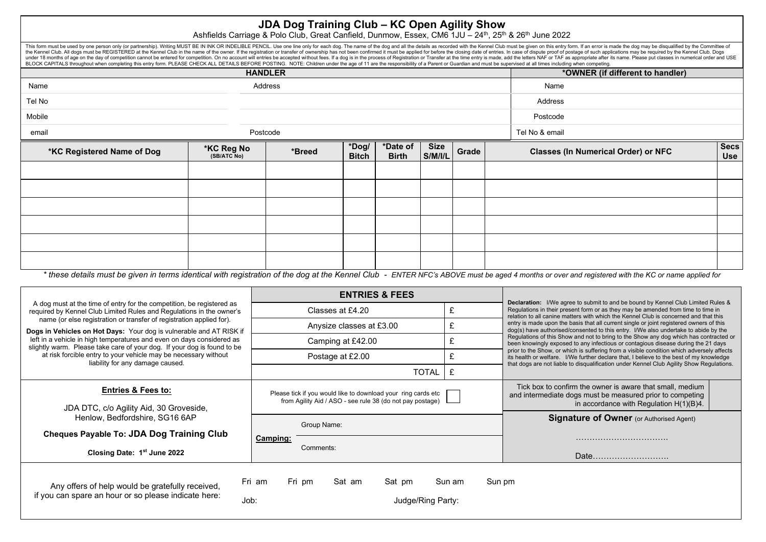# JDA Dog Training Club – KC Open Agility Show

Ashfields Carriage & Polo Club, Great Canfield, Dunmow, Essex, CM6 1JU – 24th, 25th & 26th June 2022

This form must be used by one person only (or partnership). Writing MUST BE IN INK OR INDELIBLE PENCIL. Use one line only for each dog. The name of the dog and all the details as recorded with the Kennel Club must be given on this entry form. If an error is made the dog may be disqualified by the Committee of the Kennel Club. All dogs must be REGISTERED at the Kennel Club in the name of the owner. If the registration or transfer of ownership has not been confirmed it must be applied for before the closing date of entries. In case of dispute proof of postage of such applications may be required by the Kennel Club. Dogs under 18 months of age on the day of competition cannot be entered for competition. On no account will entries be accepted without fees. If a dog is in the process of Registration or Transfer at the time entry is made, add the letters NAF or TAF as appropriate after its name. Please put classes in numerical order and USE BLOCK CAPITALS throughout when completing this entry form. PLEASE CHECK ALL DETAILS BEFORE POSTING. NOTE: Children under the age of 11 are the responsibility of a Parent or Guardian and must be supervised at all times including when competing.

| HANDLER | | *OWNER (if different to handler) |
|---|---|---|
| Name | Address | Name |
| Tel No | | Address |
| Mobile | | Postcode |
| email | Postcode | Tel No & email |

| *KC Registered Name of Dog | *KC Reg No (SB/ATC No) | *Breed | *Dog/ Bitch | *Date of Birth | Size S/M/I/L | Grade | Classes (In Numerical Order) or NFC | Secs Use |
|---|---|---|---|---|---|---|---|---|
| | | | | | | | | |
| | | | | | | | | |
| | | | | | | | | |
| | | | | | | | | |
| | | | | | | | | |
| | | | | | | | | |

*\* these details must be given in terms identical with registration of the dog at the Kennel Club - ENTER NFC's ABOVE must be aged 4 months or over and registered with the KC or name applied for*

A dog must at the time of entry for the competition, be registered as required by Kennel Club Limited Rules and Regulations in the owner's name (or else registration or transfer of registration applied for).

**Dogs in Vehicles on Hot Days:** Your dog is vulnerable and AT RISK if left in a vehicle in high temperatures and even on days considered as slightly warm. Please take care of your dog. If your dog is found to be at risk forcible entry to your vehicle may be necessary without liability for any damage caused.

| ENTRIES & FEES | |
|---|---|
| Classes at £4.20 | £ |
| Anysize classes at £3.00 | £ |
| Camping at £42.00 | £ |
| Postage at £2.00 | £ |
| TOTAL | £ |

**Declaration:** I/We agree to submit to and be bound by Kennel Club Limited Rules & Regulations in their present form or as they may be amended from time to time in relation to all canine matters with which the Kennel Club is concerned and that this entry is made upon the basis that all current single or joint registered owners of this dog(s) have authorised/consented to this entry. I/We also undertake to abide by the Regulations of this Show and not to bring to the Show any dog which has contracted or been knowingly exposed to any infectious or contagious disease during the 21 days prior to the Show, or which is suffering from a visible condition which adversely affects its health or welfare. I/We further declare that, I believe to the best of my knowledge that dogs are not liable to disqualification under Kennel Club Agility Show Regulations.

**Entries & Fees to:**

JDA DTC, c/o Agility Aid, 30 Groveside, Henlow, Bedfordshire, SG16 6AP

**Cheques Payable To: JDA Dog Training Club**

**Closing Date: 1st June 2022**

Please tick if you would like to download your ring cards etc from Agility Aid / ASO - see rule 38 (do not pay postage) ☐

**Camping:** Group Name:

Comments:

Tick box to confirm the owner is aware that small, medium and intermediate dogs must be measured prior to competing in accordance with Regulation H(1)(B)4. ☐

**Signature of Owner** (or Authorised Agent)

…………………………….

Date……………………….

Any offers of help would be gratefully received, if you can spare an hour or so please indicate here:

Fri am Fri pm Sat am Sat pm Sun am Sun pm

Job: Judge/Ring Party: